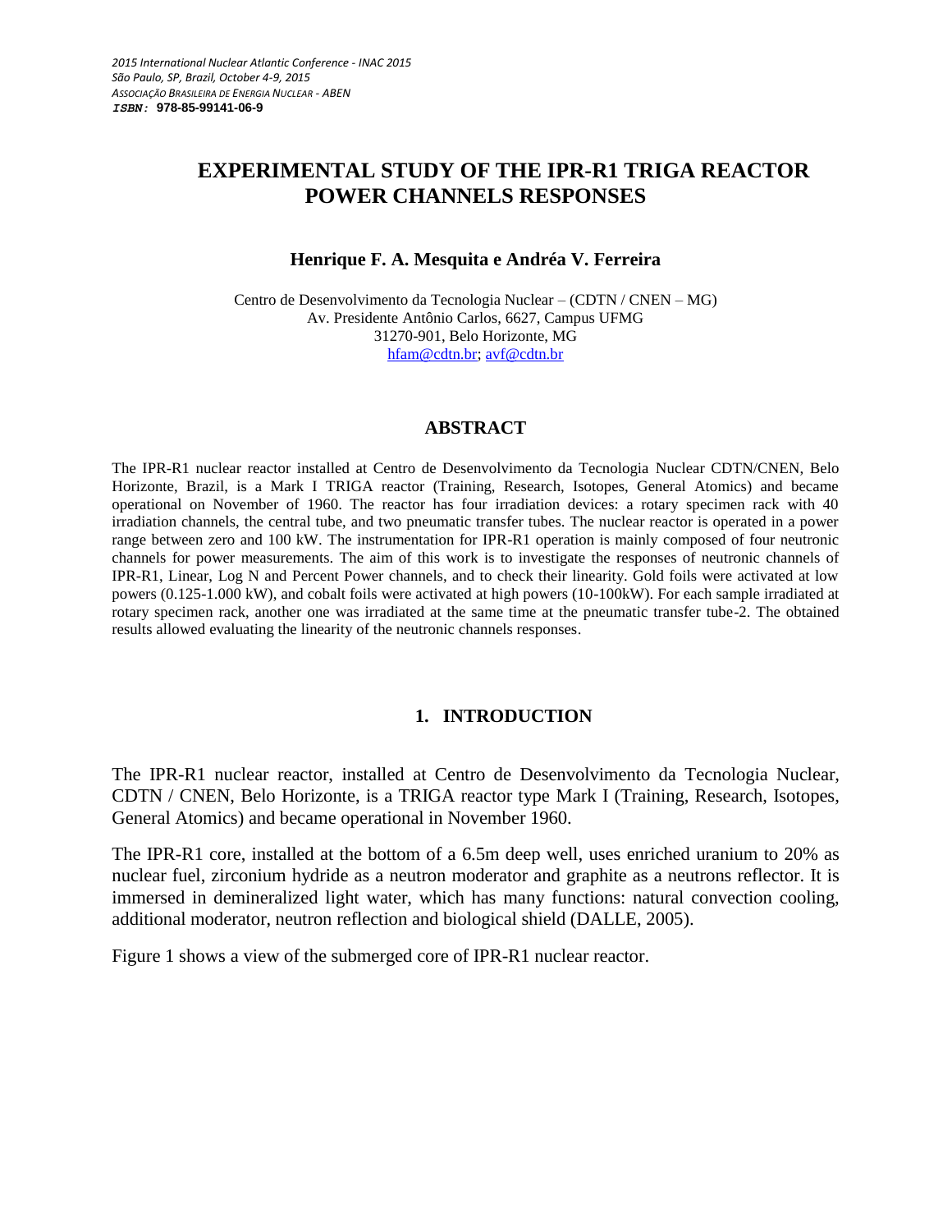*2015 International Nuclear Atlantic Conference - INAC 2015*
*São Paulo, SP, Brazil, October 4-9, 2015*
*ASSOCIAÇÃO BRASILEIRA DE ENERGIA NUCLEAR - ABEN*
***ISBN:* 978-85-99141-06-9**

# EXPERIMENTAL STUDY OF THE IPR-R1 TRIGA REACTOR POWER CHANNELS RESPONSES

**Henrique F. A. Mesquita e Andréa V. Ferreira**

Centro de Desenvolvimento da Tecnologia Nuclear – (CDTN / CNEN – MG)
Av. Presidente Antônio Carlos, 6627, Campus UFMG
31270-901, Belo Horizonte, MG
hfam@cdtn.br; avf@cdtn.br

## ABSTRACT

The IPR-R1 nuclear reactor installed at Centro de Desenvolvimento da Tecnologia Nuclear CDTN/CNEN, Belo Horizonte, Brazil, is a Mark I TRIGA reactor (Training, Research, Isotopes, General Atomics) and became operational on November of 1960. The reactor has four irradiation devices: a rotary specimen rack with 40 irradiation channels, the central tube, and two pneumatic transfer tubes. The nuclear reactor is operated in a power range between zero and 100 kW. The instrumentation for IPR-R1 operation is mainly composed of four neutronic channels for power measurements. The aim of this work is to investigate the responses of neutronic channels of IPR-R1, Linear, Log N and Percent Power channels, and to check their linearity. Gold foils were activated at low powers (0.125-1.000 kW), and cobalt foils were activated at high powers (10-100kW). For each sample irradiated at rotary specimen rack, another one was irradiated at the same time at the pneumatic transfer tube-2. The obtained results allowed evaluating the linearity of the neutronic channels responses.

## 1. INTRODUCTION

The IPR-R1 nuclear reactor, installed at Centro de Desenvolvimento da Tecnologia Nuclear, CDTN / CNEN, Belo Horizonte, is a TRIGA reactor type Mark I (Training, Research, Isotopes, General Atomics) and became operational in November 1960.

The IPR-R1 core, installed at the bottom of a 6.5m deep well, uses enriched uranium to 20% as nuclear fuel, zirconium hydride as a neutron moderator and graphite as a neutrons reflector. It is immersed in demineralized light water, which has many functions: natural convection cooling, additional moderator, neutron reflection and biological shield (DALLE, 2005).

Figure 1 shows a view of the submerged core of IPR-R1 nuclear reactor.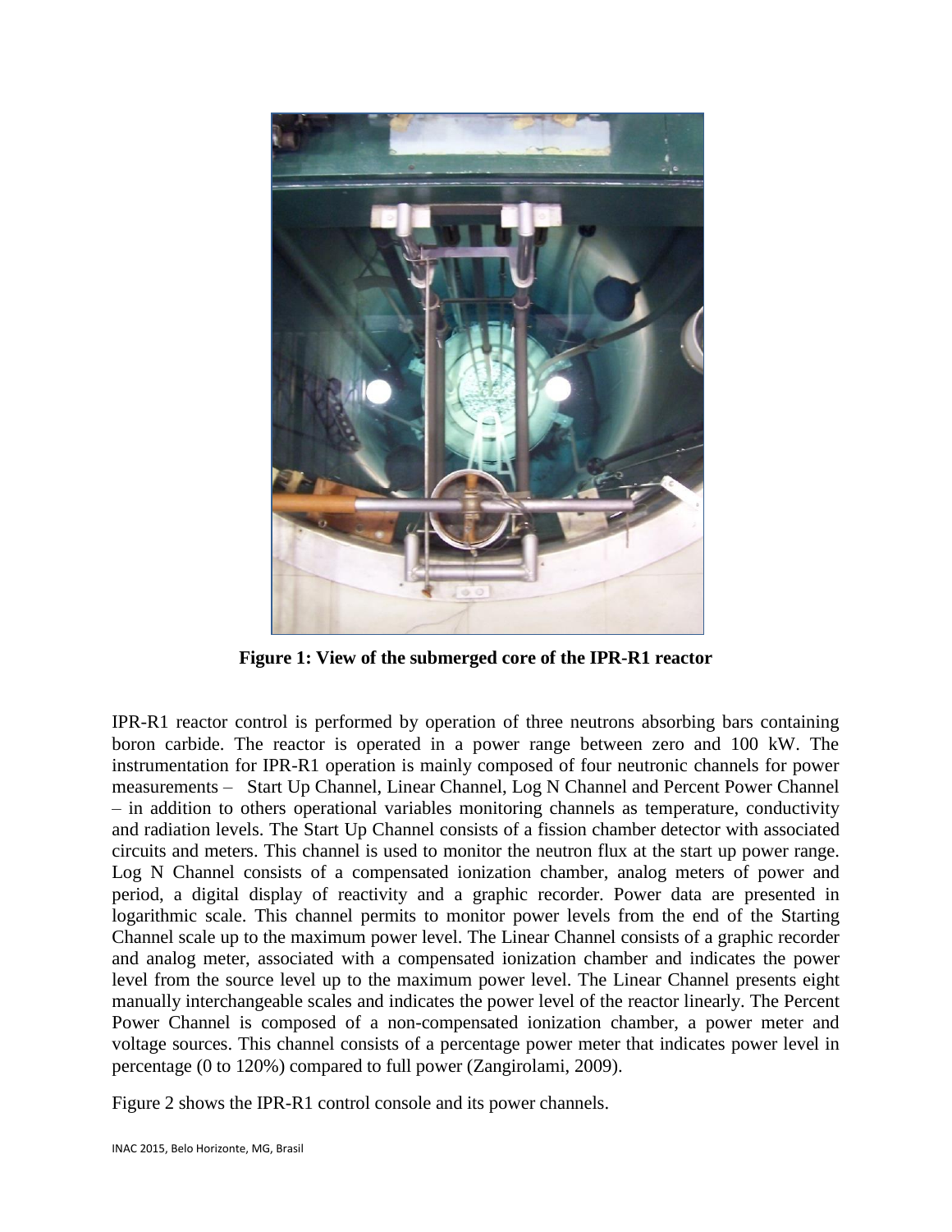**Figure 1: View of the submerged core of the IPR-R1 reactor**

IPR-R1 reactor control is performed by operation of three neutrons absorbing bars containing boron carbide. The reactor is operated in a power range between zero and 100 kW. The instrumentation for IPR-R1 operation is mainly composed of four neutronic channels for power measurements – Start Up Channel, Linear Channel, Log N Channel and Percent Power Channel – in addition to others operational variables monitoring channels as temperature, conductivity and radiation levels. The Start Up Channel consists of a fission chamber detector with associated circuits and meters. This channel is used to monitor the neutron flux at the start up power range. Log N Channel consists of a compensated ionization chamber, analog meters of power and period, a digital display of reactivity and a graphic recorder. Power data are presented in logarithmic scale. This channel permits to monitor power levels from the end of the Starting Channel scale up to the maximum power level. The Linear Channel consists of a graphic recorder and analog meter, associated with a compensated ionization chamber and indicates the power level from the source level up to the maximum power level. The Linear Channel presents eight manually interchangeable scales and indicates the power level of the reactor linearly. The Percent Power Channel is composed of a non-compensated ionization chamber, a power meter and voltage sources. This channel consists of a percentage power meter that indicates power level in percentage (0 to 120%) compared to full power (Zangirolami, 2009).

Figure 2 shows the IPR-R1 control console and its power channels.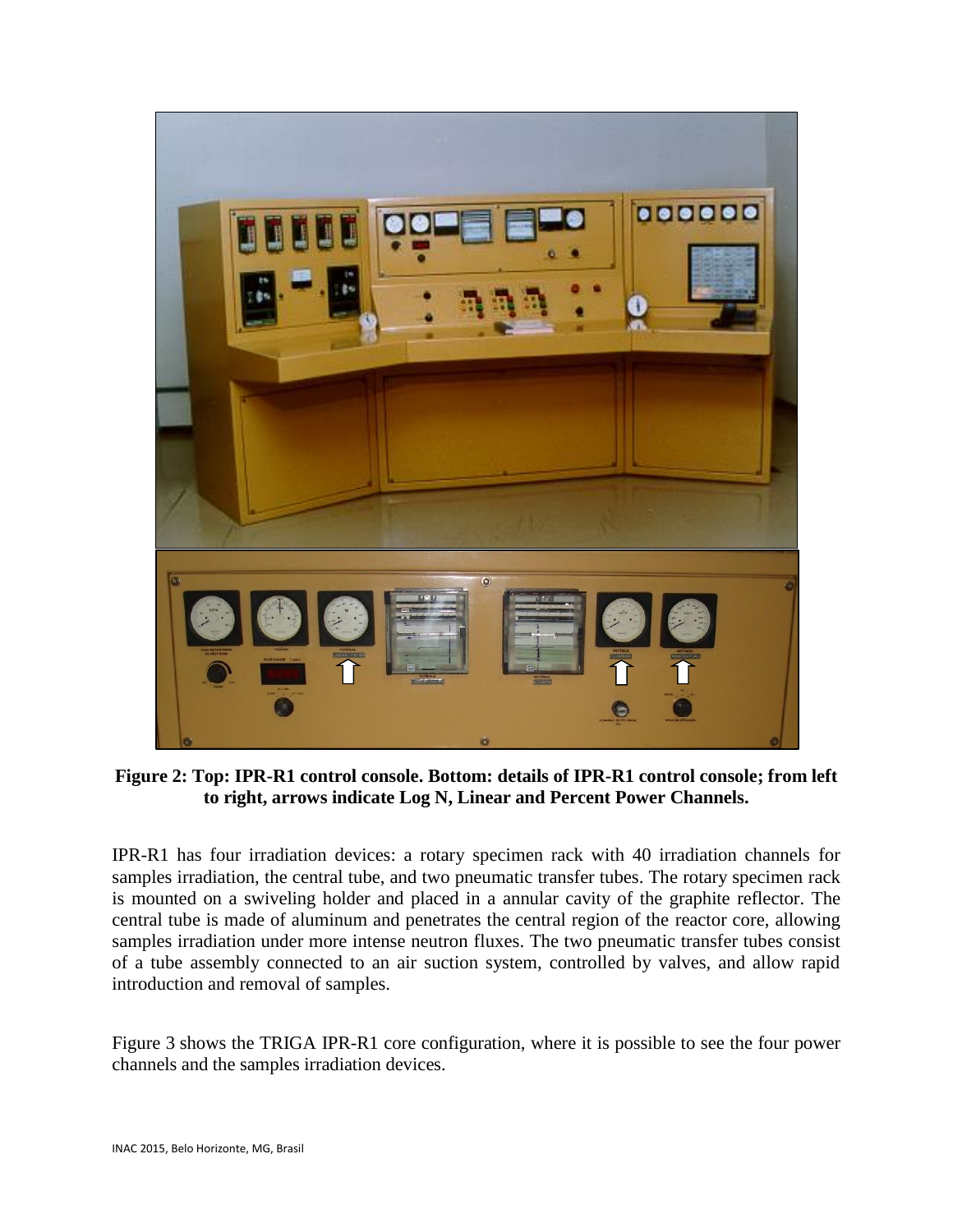**Figure 2: Top: IPR-R1 control console. Bottom: details of IPR-R1 control console; from left to right, arrows indicate Log N, Linear and Percent Power Channels.**

IPR-R1 has four irradiation devices: a rotary specimen rack with 40 irradiation channels for samples irradiation, the central tube, and two pneumatic transfer tubes. The rotary specimen rack is mounted on a swiveling holder and placed in a annular cavity of the graphite reflector. The central tube is made of aluminum and penetrates the central region of the reactor core, allowing samples irradiation under more intense neutron fluxes. The two pneumatic transfer tubes consist of a tube assembly connected to an air suction system, controlled by valves, and allow rapid introduction and removal of samples.

Figure 3 shows the TRIGA IPR-R1 core configuration, where it is possible to see the four power channels and the samples irradiation devices.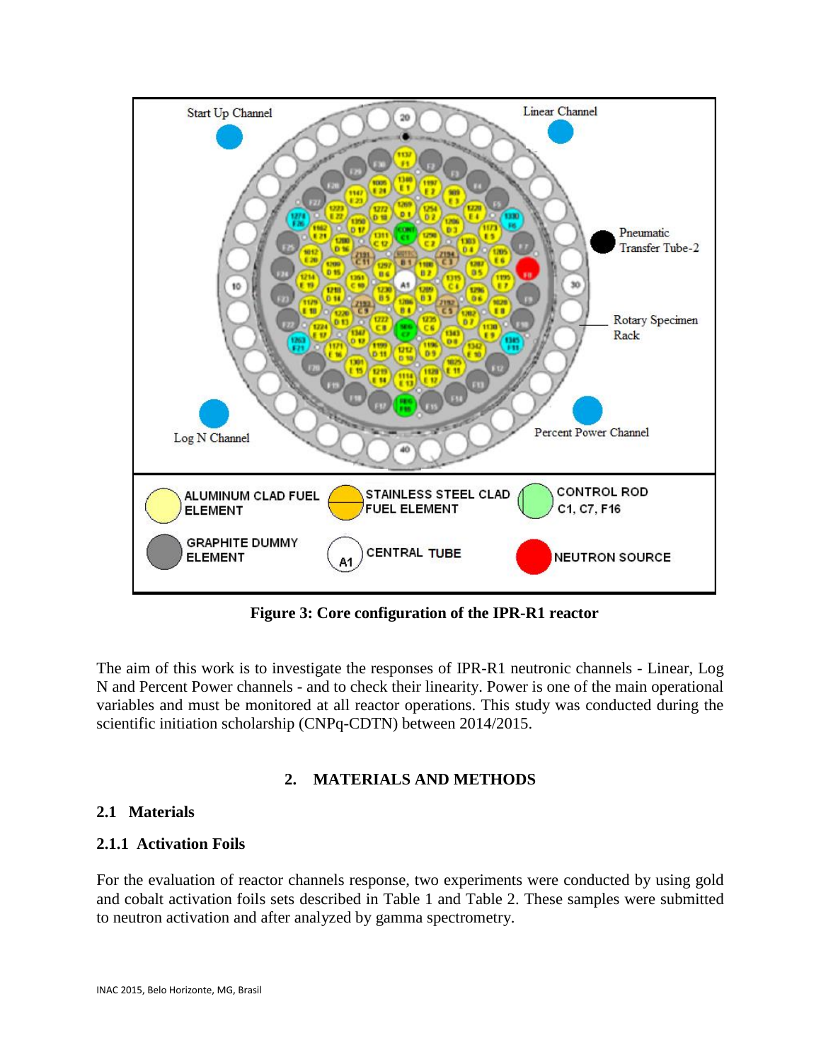**Figure 3: Core configuration of the IPR-R1 reactor**

The aim of this work is to investigate the responses of IPR-R1 neutronic channels - Linear, Log N and Percent Power channels - and to check their linearity. Power is one of the main operational variables and must be monitored at all reactor operations. This study was conducted during the scientific initiation scholarship (CNPq-CDTN) between 2014/2015.

## 2. MATERIALS AND METHODS

### 2.1 Materials

#### 2.1.1 Activation Foils

For the evaluation of reactor channels response, two experiments were conducted by using gold and cobalt activation foils sets described in Table 1 and Table 2. These samples were submitted to neutron activation and after analyzed by gamma spectrometry.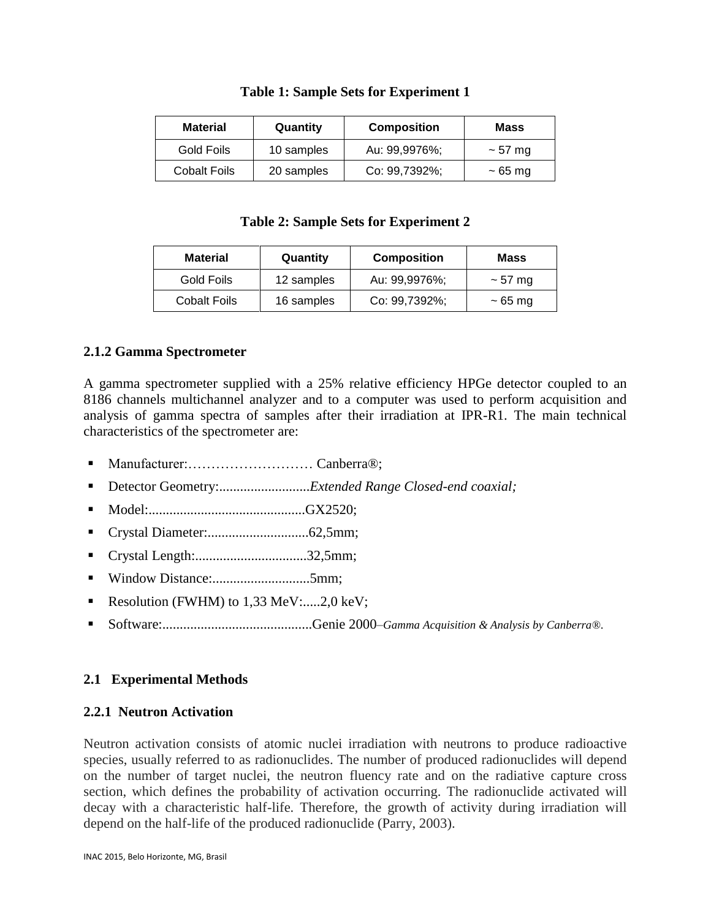**Table 1: Sample Sets for Experiment 1**

| Material | Quantity | Composition | Mass |
|---|---|---|---|
| Gold Foils | 10 samples | Au: 99,9976%; | ~ 57 mg |
| Cobalt Foils | 20 samples | Co: 99,7392%; | ~ 65 mg |

**Table 2: Sample Sets for Experiment 2**

| Material | Quantity | Composition | Mass |
|---|---|---|---|
| Gold Foils | 12 samples | Au: 99,9976%; | ~ 57 mg |
| Cobalt Foils | 16 samples | Co: 99,7392%; | ~ 65 mg |

### 2.1.2 Gamma Spectrometer

A gamma spectrometer supplied with a 25% relative efficiency HPGe detector coupled to an 8186 channels multichannel analyzer and to a computer was used to perform acquisition and analysis of gamma spectra of samples after their irradiation at IPR-R1. The main technical characteristics of the spectrometer are:

- Manufacturer:……………………… Canberra®;
- Detector Geometry:..........................*Extended Range Closed-end coaxial;*
- Model:............................................GX2520;
- Crystal Diameter:.............................62,5mm;
- Crystal Length:................................32,5mm;
- Window Distance:............................5mm;
- Resolution (FWHM) to 1,33 MeV:.....2,0 keV;
- Software:...........................................Genie 2000–*Gamma Acquisition & Analysis by Canberra®.*

## 2.1 Experimental Methods

### 2.2.1 Neutron Activation

Neutron activation consists of atomic nuclei irradiation with neutrons to produce radioactive species, usually referred to as radionuclides. The number of produced radionuclides will depend on the number of target nuclei, the neutron fluency rate and on the radiative capture cross section, which defines the probability of activation occurring. The radionuclide activated will decay with a characteristic half-life. Therefore, the growth of activity during irradiation will depend on the half-life of the produced radionuclide (Parry, 2003).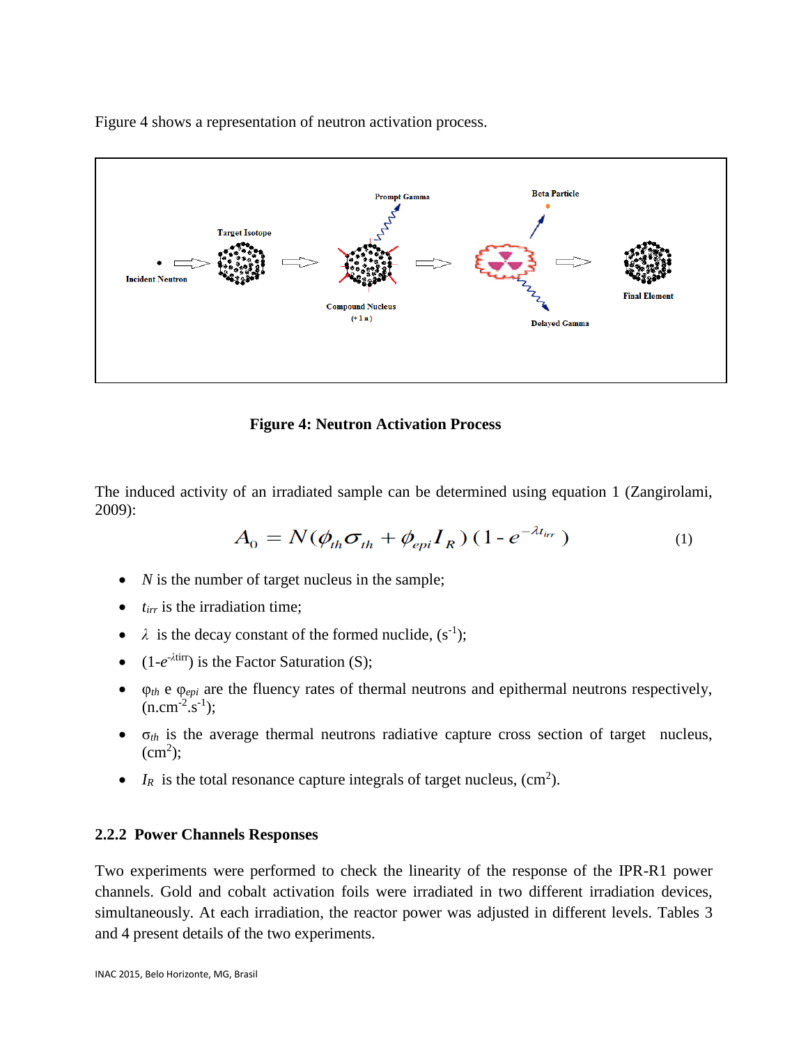Figure 4 shows a representation of neutron activation process.

**Figure 4: Neutron Activation Process**

The induced activity of an irradiated sample can be determined using equation 1 (Zangirolami, 2009):

$$A_0 = N(\phi_{th}\sigma_{th} + \phi_{epi}I_R)(1 - e^{-\lambda t_{irr}}) \quad (1)$$

- $N$ is the number of target nucleus in the sample;
- $t_{irr}$ is the irradiation time;
- $\lambda$ is the decay constant of the formed nuclide, ($s^{-1}$);
- $(1-e^{-\lambda t_{irr}})$ is the Factor Saturation (S);
- $\varphi_{th}$ e $\varphi_{epi}$ are the fluency rates of thermal neutrons and epithermal neutrons respectively, ($n.cm^{-2}.s^{-1}$);
- $\sigma_{th}$ is the average thermal neutrons radiative capture cross section of target nucleus, ($cm^2$);
- $I_R$ is the total resonance capture integrals of target nucleus, ($cm^2$).

### 2.2.2 Power Channels Responses

Two experiments were performed to check the linearity of the response of the IPR-R1 power channels. Gold and cobalt activation foils were irradiated in two different irradiation devices, simultaneously. At each irradiation, the reactor power was adjusted in different levels. Tables 3 and 4 present details of the two experiments.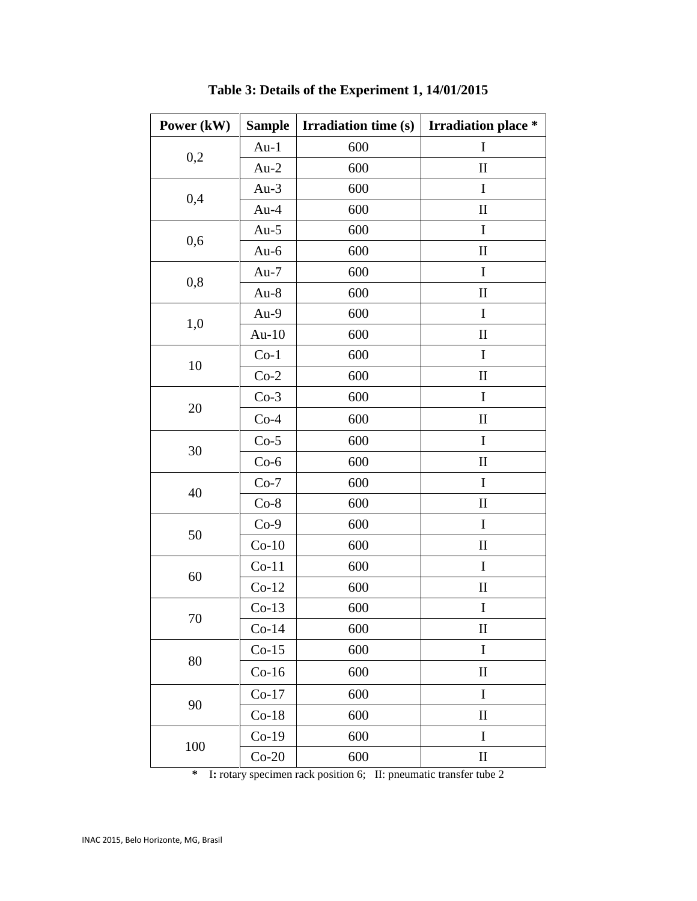**Table 3: Details of the Experiment 1, 14/01/2015**

| Power (kW) | Sample | Irradiation time (s) | Irradiation place * |
|---|---|---|---|
| 0,2 | Au-1 | 600 | I |
| | Au-2 | 600 | II |
| 0,4 | Au-3 | 600 | I |
| | Au-4 | 600 | II |
| 0,6 | Au-5 | 600 | I |
| | Au-6 | 600 | II |
| 0,8 | Au-7 | 600 | I |
| | Au-8 | 600 | II |
| 1,0 | Au-9 | 600 | I |
| | Au-10 | 600 | II |
| 10 | Co-1 | 600 | I |
| | Co-2 | 600 | II |
| 20 | Co-3 | 600 | I |
| | Co-4 | 600 | II |
| 30 | Co-5 | 600 | I |
| | Co-6 | 600 | II |
| 40 | Co-7 | 600 | I |
| | Co-8 | 600 | II |
| 50 | Co-9 | 600 | I |
| | Co-10 | 600 | II |
| 60 | Co-11 | 600 | I |
| | Co-12 | 600 | II |
| 70 | Co-13 | 600 | I |
| | Co-14 | 600 | II |
| 80 | Co-15 | 600 | I |
| | Co-16 | 600 | II |
| 90 | Co-17 | 600 | I |
| | Co-18 | 600 | II |
| 100 | Co-19 | 600 | I |
| | Co-20 | 600 | II |

\* I: rotary specimen rack position 6; II: pneumatic transfer tube 2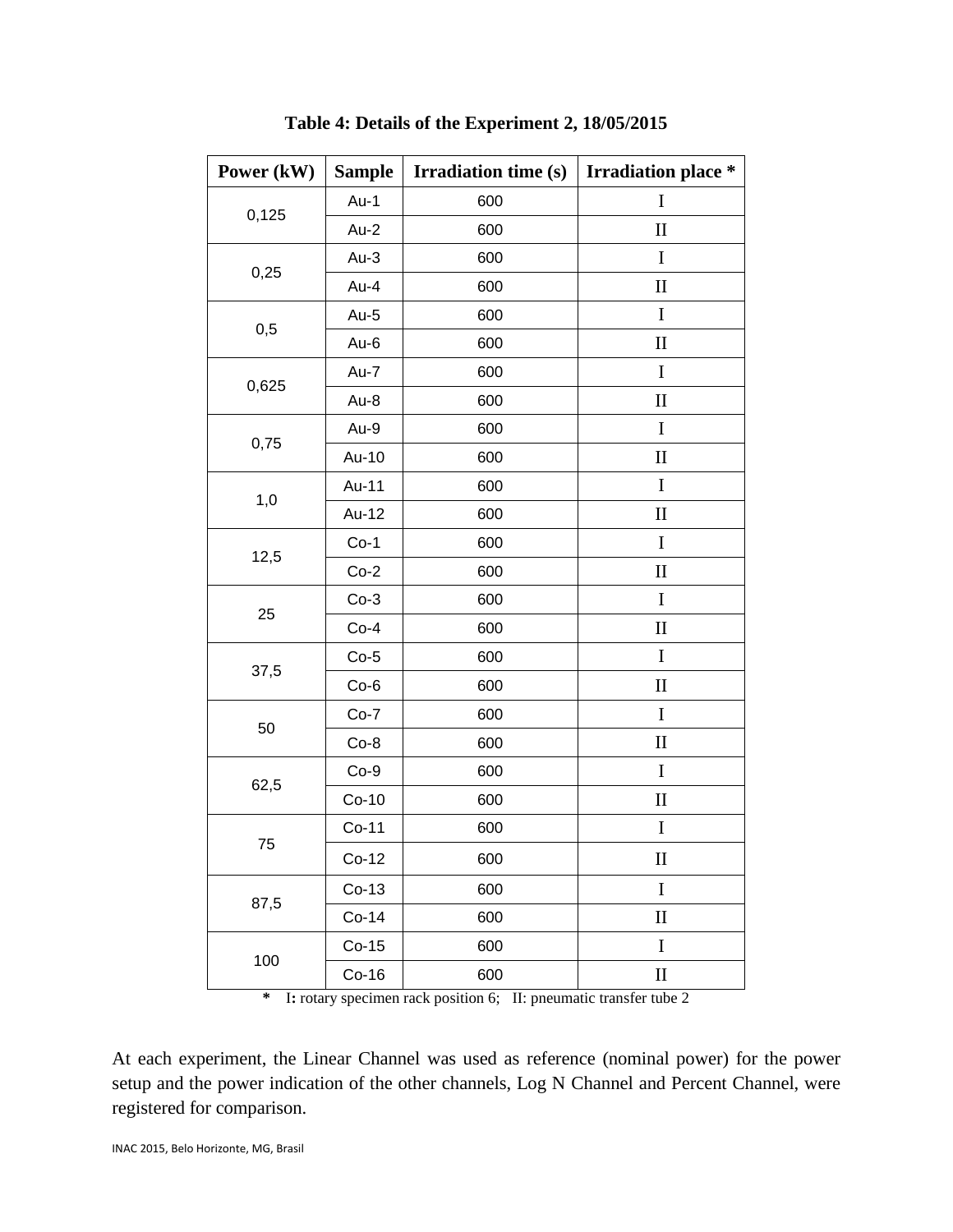**Table 4: Details of the Experiment 2, 18/05/2015**

| Power (kW) | Sample | Irradiation time (s) | Irradiation place * |
|---|---|---|---|
| 0,125 | Au-1 | 600 | I |
| | Au-2 | 600 | II |
| 0,25 | Au-3 | 600 | I |
| | Au-4 | 600 | II |
| 0,5 | Au-5 | 600 | I |
| | Au-6 | 600 | II |
| 0,625 | Au-7 | 600 | I |
| | Au-8 | 600 | II |
| 0,75 | Au-9 | 600 | I |
| | Au-10 | 600 | II |
| 1,0 | Au-11 | 600 | I |
| | Au-12 | 600 | II |
| 12,5 | Co-1 | 600 | I |
| | Co-2 | 600 | II |
| 25 | Co-3 | 600 | I |
| | Co-4 | 600 | II |
| 37,5 | Co-5 | 600 | I |
| | Co-6 | 600 | II |
| 50 | Co-7 | 600 | I |
| | Co-8 | 600 | II |
| 62,5 | Co-9 | 600 | I |
| | Co-10 | 600 | II |
| 75 | Co-11 | 600 | I |
| | Co-12 | 600 | II |
| 87,5 | Co-13 | 600 | I |
| | Co-14 | 600 | II |
| 100 | Co-15 | 600 | I |
| | Co-16 | 600 | II |

\* I: rotary specimen rack position 6; II: pneumatic transfer tube 2

At each experiment, the Linear Channel was used as reference (nominal power) for the power setup and the power indication of the other channels, Log N Channel and Percent Channel, were registered for comparison.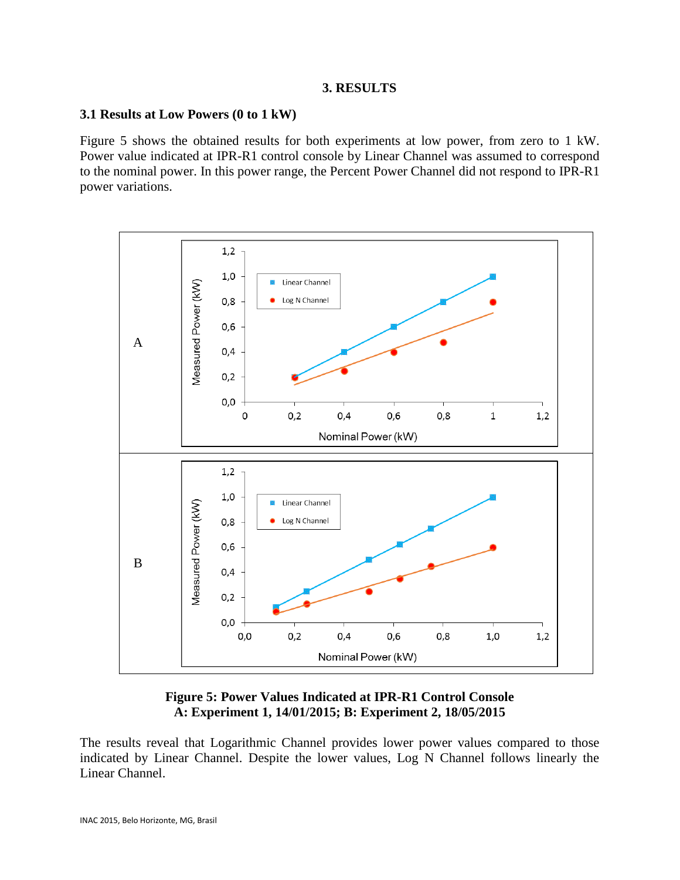# 3. RESULTS

## 3.1 Results at Low Powers (0 to 1 kW)

Figure 5 shows the obtained results for both experiments at low power, from zero to 1 kW. Power value indicated at IPR-R1 control console by Linear Channel was assumed to correspond to the nominal power. In this power range, the Percent Power Channel did not respond to IPR-R1 power variations.

**Figure 5: Power Values Indicated at IPR-R1 Control Console**
**A: Experiment 1, 14/01/2015; B: Experiment 2, 18/05/2015**

The results reveal that Logarithmic Channel provides lower power values compared to those indicated by Linear Channel. Despite the lower values, Log N Channel follows linearly the Linear Channel.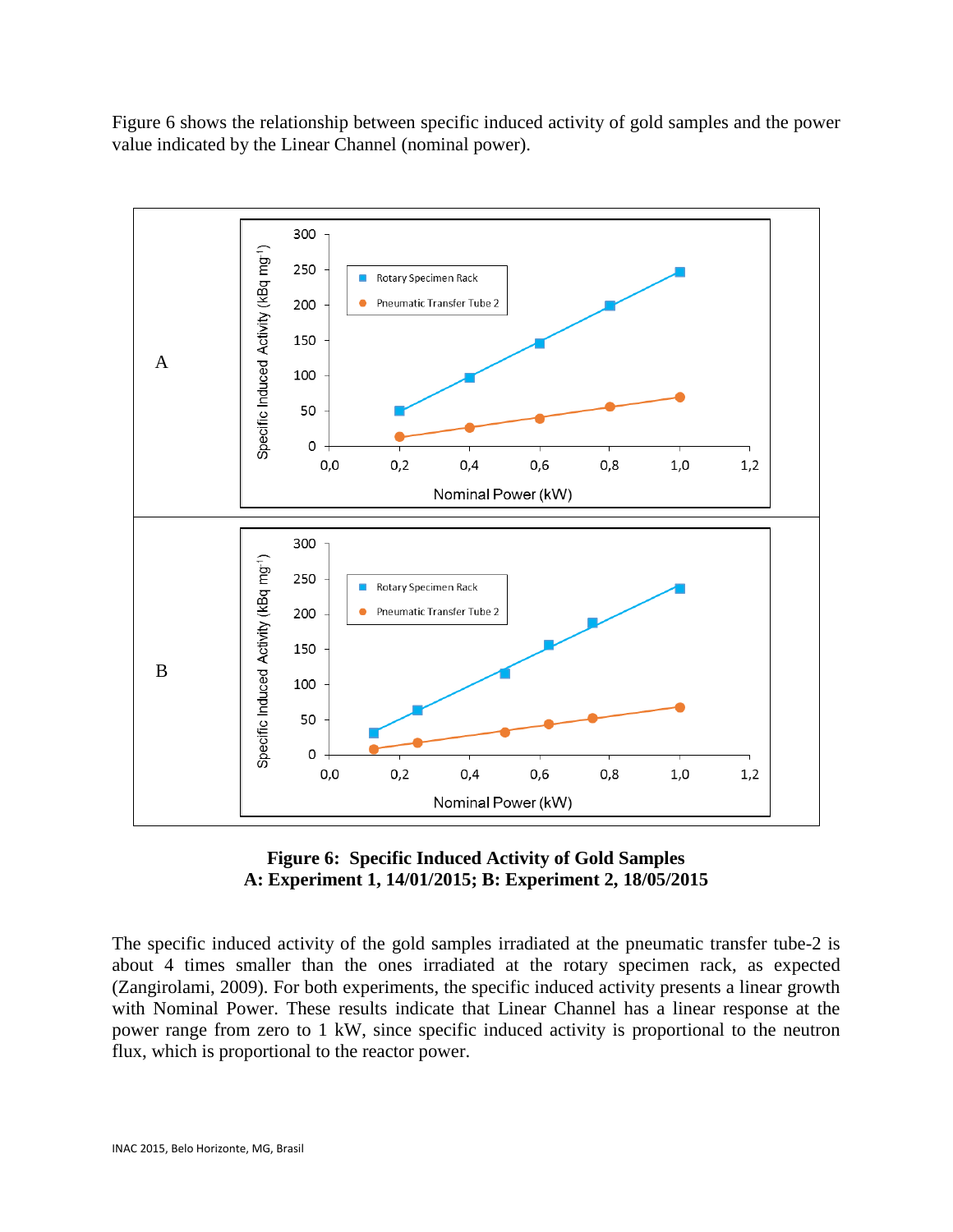Figure 6 shows the relationship between specific induced activity of gold samples and the power value indicated by the Linear Channel (nominal power).

**Figure 6: Specific Induced Activity of Gold Samples**
**A: Experiment 1, 14/01/2015; B: Experiment 2, 18/05/2015**

The specific induced activity of the gold samples irradiated at the pneumatic transfer tube-2 is about 4 times smaller than the ones irradiated at the rotary specimen rack, as expected (Zangirolami, 2009). For both experiments, the specific induced activity presents a linear growth with Nominal Power. These results indicate that Linear Channel has a linear response at the power range from zero to 1 kW, since specific induced activity is proportional to the neutron flux, which is proportional to the reactor power.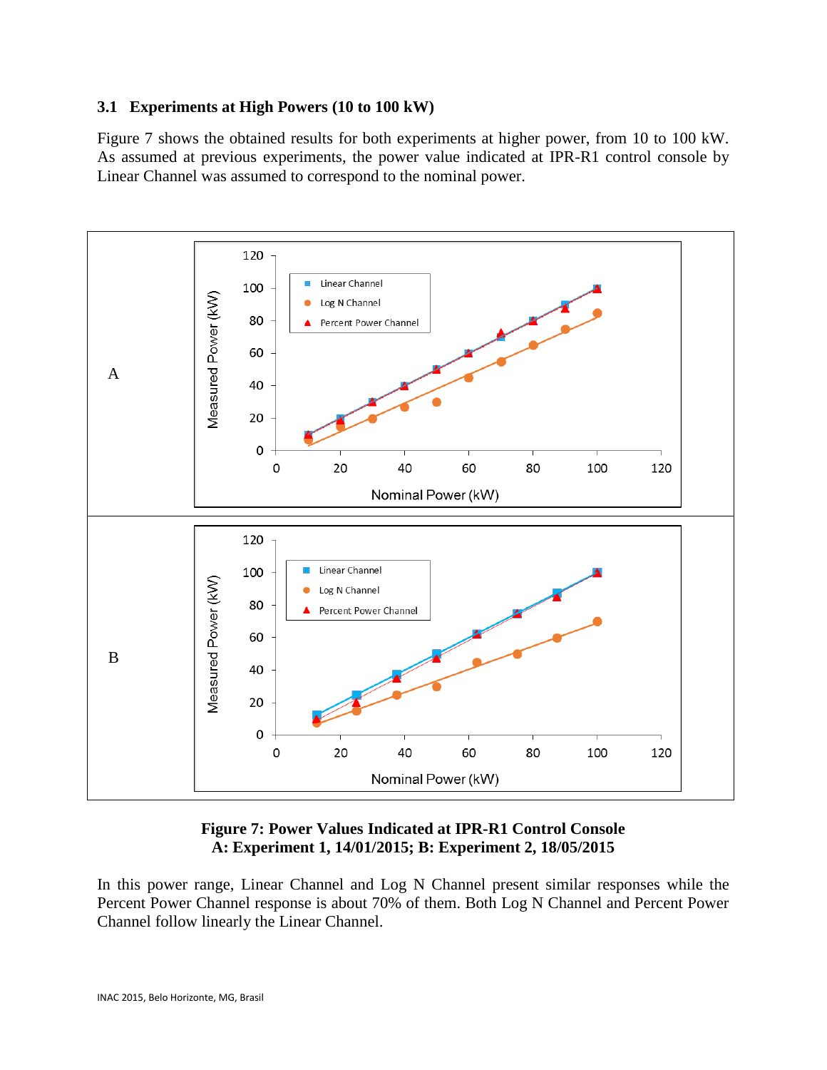### 3.1 Experiments at High Powers (10 to 100 kW)

Figure 7 shows the obtained results for both experiments at higher power, from 10 to 100 kW. As assumed at previous experiments, the power value indicated at IPR-R1 control console by Linear Channel was assumed to correspond to the nominal power.

**Figure 7: Power Values Indicated at IPR-R1 Control Console**
**A: Experiment 1, 14/01/2015; B: Experiment 2, 18/05/2015**

In this power range, Linear Channel and Log N Channel present similar responses while the Percent Power Channel response is about 70% of them. Both Log N Channel and Percent Power Channel follow linearly the Linear Channel.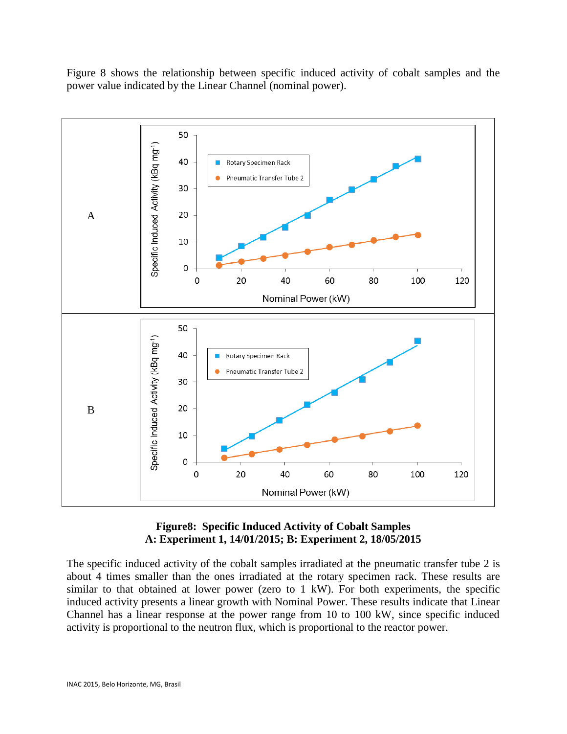Figure 8 shows the relationship between specific induced activity of cobalt samples and the power value indicated by the Linear Channel (nominal power).

**Figure8: Specific Induced Activity of Cobalt Samples**
**A: Experiment 1, 14/01/2015; B: Experiment 2, 18/05/2015**

The specific induced activity of the cobalt samples irradiated at the pneumatic transfer tube 2 is about 4 times smaller than the ones irradiated at the rotary specimen rack. These results are similar to that obtained at lower power (zero to 1 kW). For both experiments, the specific induced activity presents a linear growth with Nominal Power. These results indicate that Linear Channel has a linear response at the power range from 10 to 100 kW, since specific induced activity is proportional to the neutron flux, which is proportional to the reactor power.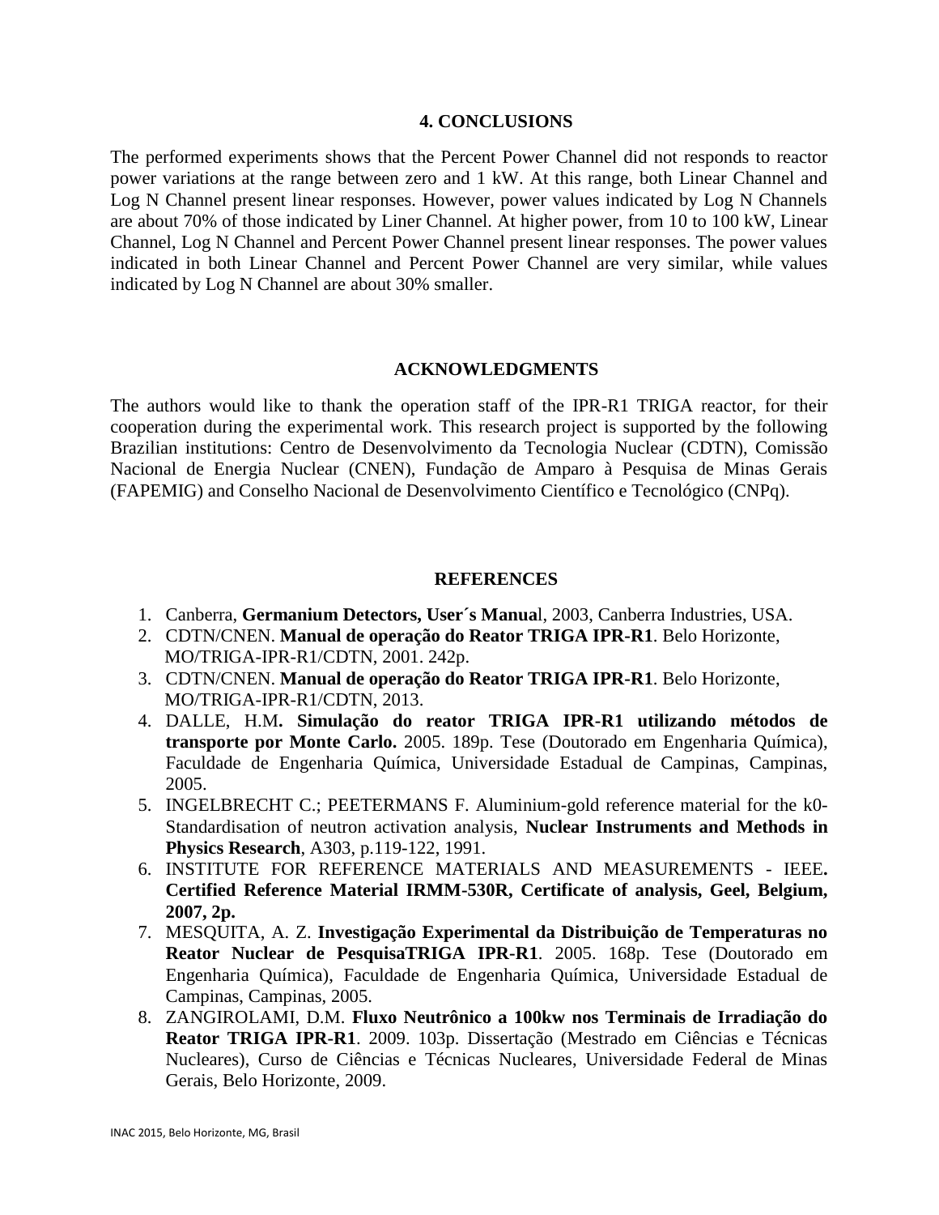## 4. CONCLUSIONS

The performed experiments shows that the Percent Power Channel did not responds to reactor power variations at the range between zero and 1 kW. At this range, both Linear Channel and Log N Channel present linear responses. However, power values indicated by Log N Channels are about 70% of those indicated by Liner Channel. At higher power, from 10 to 100 kW, Linear Channel, Log N Channel and Percent Power Channel present linear responses. The power values indicated in both Linear Channel and Percent Power Channel are very similar, while values indicated by Log N Channel are about 30% smaller.

## ACKNOWLEDGMENTS

The authors would like to thank the operation staff of the IPR-R1 TRIGA reactor, for their cooperation during the experimental work. This research project is supported by the following Brazilian institutions: Centro de Desenvolvimento da Tecnologia Nuclear (CDTN), Comissão Nacional de Energia Nuclear (CNEN), Fundação de Amparo à Pesquisa de Minas Gerais (FAPEMIG) and Conselho Nacional de Desenvolvimento Científico e Tecnológico (CNPq).

## REFERENCES

1. Canberra, **Germanium Detectors, User´s Manua**l, 2003, Canberra Industries, USA.
2. CDTN/CNEN. **Manual de operação do Reator TRIGA IPR-R1**. Belo Horizonte, MO/TRIGA-IPR-R1/CDTN, 2001. 242p.
3. CDTN/CNEN. **Manual de operação do Reator TRIGA IPR-R1**. Belo Horizonte, MO/TRIGA-IPR-R1/CDTN, 2013.
4. DALLE, H.M**. Simulação do reator TRIGA IPR-R1 utilizando métodos de transporte por Monte Carlo.** 2005. 189p. Tese (Doutorado em Engenharia Química), Faculdade de Engenharia Química, Universidade Estadual de Campinas, Campinas, 2005.
5. INGELBRECHT C.; PEETERMANS F. Aluminium-gold reference material for the k0-Standardisation of neutron activation analysis, **Nuclear Instruments and Methods in Physics Research**, A303, p.119-122, 1991.
6. INSTITUTE FOR REFERENCE MATERIALS AND MEASUREMENTS - IEEE**. Certified Reference Material IRMM-530R, Certificate of analysis, Geel, Belgium, 2007, 2p.**
7. MESQUITA, A. Z. **Investigação Experimental da Distribuição de Temperaturas no Reator Nuclear de PesquisaTRIGA IPR-R1**. 2005. 168p. Tese (Doutorado em Engenharia Química), Faculdade de Engenharia Química, Universidade Estadual de Campinas, Campinas, 2005.
8. ZANGIROLAMI, D.M. **Fluxo Neutrônico a 100kw nos Terminais de Irradiação do Reator TRIGA IPR-R1**. 2009. 103p. Dissertação (Mestrado em Ciências e Técnicas Nucleares), Curso de Ciências e Técnicas Nucleares, Universidade Federal de Minas Gerais, Belo Horizonte, 2009.